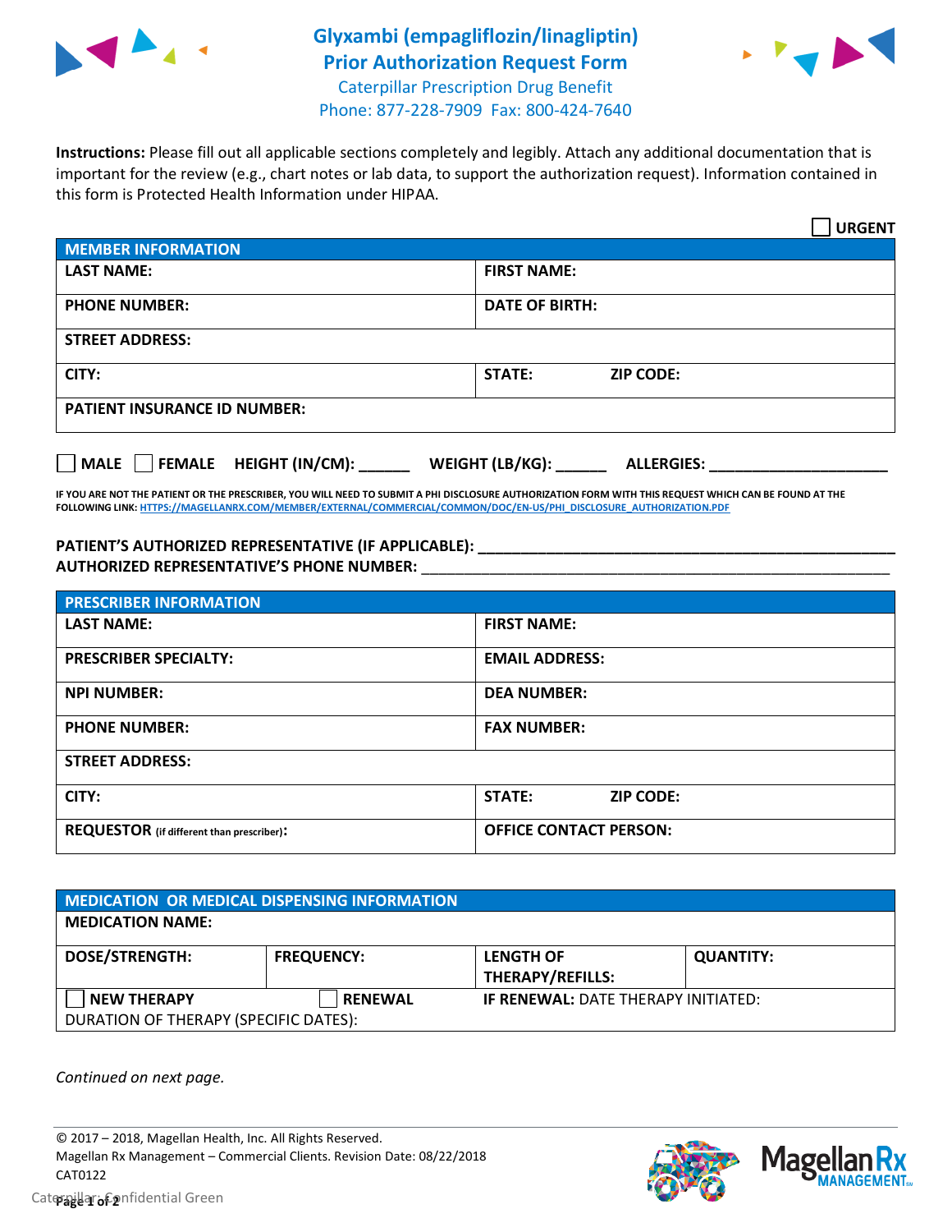# Glyxambi (empagliflozin/linagliptin) Prior Authorization Request Form

Caterpillar Prescription Drug Benefit
Phone: 877-228-7909 Fax: 800-424-7640

**Instructions:** Please fill out all applicable sections completely and legibly. Attach any additional documentation that is important for the review (e.g., chart notes or lab data, to support the authorization request). Information contained in this form is Protected Health Information under HIPAA.

☐ **URGENT**

| **MEMBER INFORMATION** | | |
|---|---|---|
| **LAST NAME:** | **FIRST NAME:** | |
| **PHONE NUMBER:** | **DATE OF BIRTH:** | |
| **STREET ADDRESS:** | | |
| **CITY:** | **STATE:** | **ZIP CODE:** |
| **PATIENT INSURANCE ID NUMBER:** | | |

☐ **MALE** ☐ **FEMALE** **HEIGHT (IN/CM):** ______ **WEIGHT (LB/KG):** ______ **ALLERGIES:** ____________________

**IF YOU ARE NOT THE PATIENT OR THE PRESCRIBER, YOU WILL NEED TO SUBMIT A PHI DISCLOSURE AUTHORIZATION FORM WITH THIS REQUEST WHICH CAN BE FOUND AT THE FOLLOWING LINK: HTTPS://MAGELLANRX.COM/MEMBER/EXTERNAL/COMMERCIAL/COMMON/DOC/EN-US/PHI_DISCLOSURE_AUTHORIZATION.PDF**

**PATIENT'S AUTHORIZED REPRESENTATIVE (IF APPLICABLE):** ____________________
**AUTHORIZED REPRESENTATIVE'S PHONE NUMBER:** ____________________

| **PRESCRIBER INFORMATION** | | |
|---|---|---|
| **LAST NAME:** | **FIRST NAME:** | |
| **PRESCRIBER SPECIALTY:** | **EMAIL ADDRESS:** | |
| **NPI NUMBER:** | **DEA NUMBER:** | |
| **PHONE NUMBER:** | **FAX NUMBER:** | |
| **STREET ADDRESS:** | | |
| **CITY:** | **STATE:** | **ZIP CODE:** |
| **REQUESTOR** (if different than prescriber): | **OFFICE CONTACT PERSON:** | |

| **MEDICATION OR MEDICAL DISPENSING INFORMATION** | | | |
|---|---|---|---|
| **MEDICATION NAME:** | | | |
| **DOSE/STRENGTH:** | **FREQUENCY:** | **LENGTH OF THERAPY/REFILLS:** | **QUANTITY:** |
| ☐ **NEW THERAPY** | ☐ **RENEWAL** | **IF RENEWAL:** DATE THERAPY INITIATED: | |
| DURATION OF THERAPY (SPECIFIC DATES): | | | |

*Continued on next page.*

© 2017 – 2018, Magellan Health, Inc. All Rights Reserved.
Magellan Rx Management – Commercial Clients. Revision Date: 08/22/2018
CAT0122
Caterpillar: Confidential Green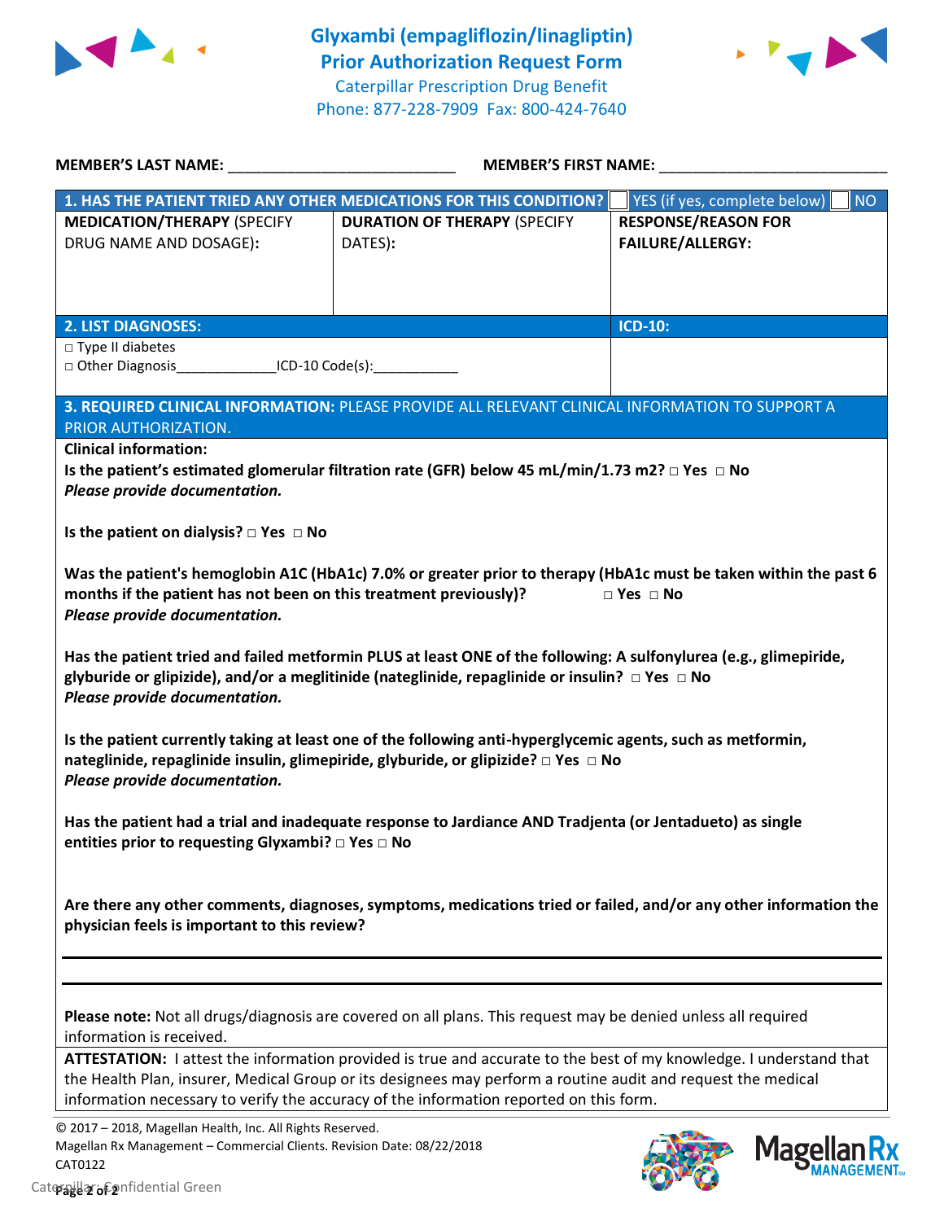# Glyxambi (empagliflozin/linagliptin) Prior Authorization Request Form

Caterpillar Prescription Drug Benefit
Phone: 877-228-7909 Fax: 800-424-7640

**MEMBER'S LAST NAME:** ___________________________ **MEMBER'S FIRST NAME:** ___________________________

| **1. HAS THE PATIENT TRIED ANY OTHER MEDICATIONS FOR THIS CONDITION?** | | ☐ YES (if yes, complete below) ☐ NO |
|---|---|---|
| **MEDICATION/THERAPY** (SPECIFY DRUG NAME AND DOSAGE): | **DURATION OF THERAPY** (SPECIFY DATES): | **RESPONSE/REASON FOR FAILURE/ALLERGY:** |

| **2. LIST DIAGNOSES:** | **ICD-10:** |
|---|---|
| □ Type II diabetes<br>□ Other Diagnosis_____________ICD-10 Code(s):___________ | |

**3. REQUIRED CLINICAL INFORMATION:** PLEASE PROVIDE ALL RELEVANT CLINICAL INFORMATION TO SUPPORT A PRIOR AUTHORIZATION.

**Clinical information:**

**Is the patient's estimated glomerular filtration rate (GFR) below 45 mL/min/1.73 m2?** □ **Yes** □ **No**
***Please provide documentation.***

**Is the patient on dialysis?** □ **Yes** □ **No**

**Was the patient's hemoglobin A1C (HbA1c) 7.0% or greater prior to therapy (HbA1c must be taken within the past 6 months if the patient has not been on this treatment previously)?** □ **Yes** □ **No**
***Please provide documentation.***

**Has the patient tried and failed metformin PLUS at least ONE of the following: A sulfonylurea (e.g., glimepiride, glyburide or glipizide), and/or a meglitinide (nateglinide, repaglinide or insulin?** □ **Yes** □ **No**
***Please provide documentation.***

**Is the patient currently taking at least one of the following anti-hyperglycemic agents, such as metformin, nateglinide, repaglinide insulin, glimepiride, glyburide, or glipizide?** □ **Yes** □ **No**
***Please provide documentation.***

**Has the patient had a trial and inadequate response to Jardiance AND Tradjenta (or Jentadueto) as single entities prior to requesting Glyxambi?** □ **Yes** □ **No**

**Are there any other comments, diagnoses, symptoms, medications tried or failed, and/or any other information the physician feels is important to this review?**

___________________________________________________________________________

___________________________________________________________________________

**Please note:** Not all drugs/diagnosis are covered on all plans. This request may be denied unless all required information is received.

**ATTESTATION:** I attest the information provided is true and accurate to the best of my knowledge. I understand that the Health Plan, insurer, Medical Group or its designees may perform a routine audit and request the medical information necessary to verify the accuracy of the information reported on this form.

© 2017 – 2018, Magellan Health, Inc. All Rights Reserved.
Magellan Rx Management – Commercial Clients. Revision Date: 08/22/2018
CAT0122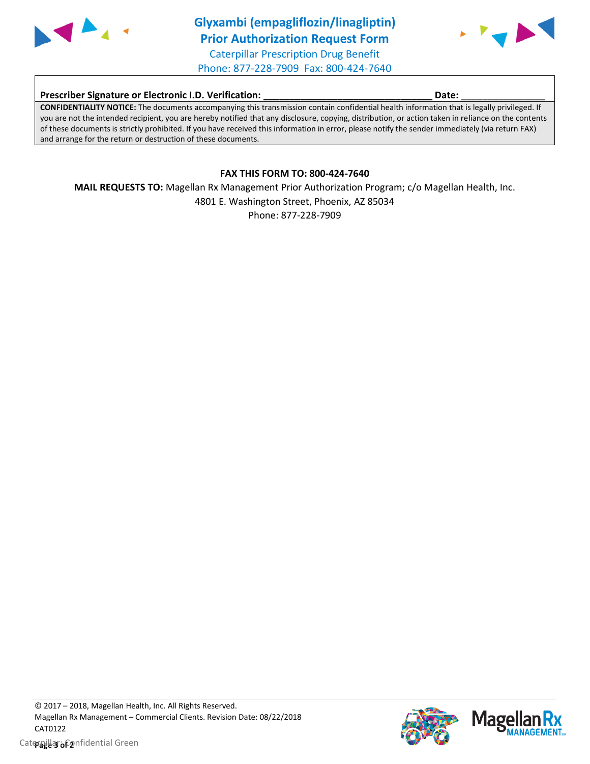# Glyxambi (empagliflozin/linagliptin) Prior Authorization Request Form

Caterpillar Prescription Drug Benefit

Phone: 877-228-7909 Fax: 800-424-7640

**Prescriber Signature or Electronic I.D. Verification:** ______________________________ **Date:** _______________

**CONFIDENTIALITY NOTICE:** The documents accompanying this transmission contain confidential health information that is legally privileged. If you are not the intended recipient, you are hereby notified that any disclosure, copying, distribution, or action taken in reliance on the contents of these documents is strictly prohibited. If you have received this information in error, please notify the sender immediately (via return FAX) and arrange for the return or destruction of these documents.

**FAX THIS FORM TO: 800-424-7640**

**MAIL REQUESTS TO:** Magellan Rx Management Prior Authorization Program; c/o Magellan Health, Inc.
4801 E. Washington Street, Phoenix, AZ 85034
Phone: 877-228-7909

© 2017 – 2018, Magellan Health, Inc. All Rights Reserved.
Magellan Rx Management – Commercial Clients. Revision Date: 08/22/2018
CAT0122

Caterpillar: Confidential Green